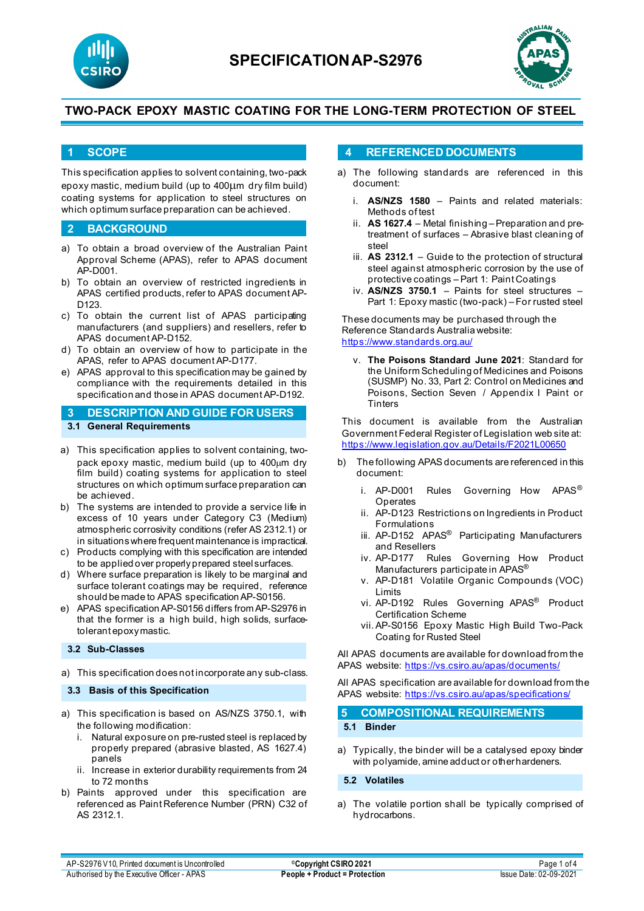# SPECIFICATION AP-S2976

## TWO-PACK EPOXY MASTIC COATING FOR THE LONG-TERM PROTECTION OF STEEL

## 1 SCOPE

This specification applies to solvent containing, two-pack epoxy mastic, medium build (up to 400µm dry film build) coating systems for application to steel structures on which optimum surface preparation can be achieved.

## 2 BACKGROUND

a) To obtain a broad overview of the Australian Paint Approval Scheme (APAS), refer to APAS document AP-D001.
b) To obtain an overview of restricted ingredients in APAS certified products, refer to APAS document AP-D123.
c) To obtain the current list of APAS participating manufacturers (and suppliers) and resellers, refer to APAS document AP-D152.
d) To obtain an overview of how to participate in the APAS, refer to APAS document AP-D177.
e) APAS approval to this specification may be gained by compliance with the requirements detailed in this specification and those in APAS document AP-D192.

## 3 DESCRIPTION AND GUIDE FOR USERS

### 3.1 General Requirements

a) This specification applies to solvent containing, two-pack epoxy mastic, medium build (up to 400µm dry film build) coating systems for application to steel structures on which optimum surface preparation can be achieved.
b) The systems are intended to provide a service life in excess of 10 years under Category C3 (Medium) atmospheric corrosivity conditions (refer AS 2312.1) or in situations where frequent maintenance is impractical.
c) Products complying with this specification are intended to be applied over properly prepared steel surfaces.
d) Where surface preparation is likely to be marginal and surface tolerant coatings may be required, reference should be made to APAS specification AP-S0156.
e) APAS specification AP-S0156 differs from AP-S2976 in that the former is a high build, high solids, surface-tolerant epoxy mastic.

### 3.2 Sub-Classes

a) This specification does not incorporate any sub-class.

### 3.3 Basis of this Specification

a) This specification is based on AS/NZS 3750.1, with the following modification:
   i. Natural exposure on pre-rusted steel is replaced by properly prepared (abrasive blasted, AS 1627.4) panels
   ii. Increase in exterior durability requirements from 24 to 72 months
b) Paints approved under this specification are referenced as Paint Reference Number (PRN) C32 of AS 2312.1.

## 4 REFERENCED DOCUMENTS

a) The following standards are referenced in this document:
   i. **AS/NZS 1580** – Paints and related materials: Methods of test
   ii. **AS 1627.4** – Metal finishing – Preparation and pre-treatment of surfaces – Abrasive blast cleaning of steel
   iii. **AS 2312.1** – Guide to the protection of structural steel against atmospheric corrosion by the use of protective coatings – Part 1: Paint Coatings
   iv. **AS/NZS 3750.1** – Paints for steel structures – Part 1: Epoxy mastic (two-pack) – For rusted steel

   These documents may be purchased through the Reference Standards Australia website: https://www.standards.org.au/

   v. **The Poisons Standard June 2021**: Standard for the Uniform Scheduling of Medicines and Poisons (SUSMP) No. 33, Part 2: Control on Medicines and Poisons, Section Seven / Appendix I Paint or Tinters

   This document is available from the Australian Government Federal Register of Legislation web site at: https://www.legislation.gov.au/Details/F2021L00650

b) The following APAS documents are referenced in this document:
   i. AP-D001 Rules Governing How APAS® Operates
   ii. AP-D123 Restrictions on Ingredients in Product Formulations
   iii. AP-D152 APAS® Participating Manufacturers and Resellers
   iv. AP-D177 Rules Governing How Product Manufacturers participate in APAS®
   v. AP-D181 Volatile Organic Compounds (VOC) Limits
   vi. AP-D192 Rules Governing APAS® Product Certification Scheme
   vii. AP-S0156 Epoxy Mastic High Build Two-Pack Coating for Rusted Steel

All APAS documents are available for download from the APAS website: https://vs.csiro.au/apas/documents/

All APAS specification are available for download from the APAS website: https://vs.csiro.au/apas/specifications/

## 5 COMPOSITIONAL REQUIREMENTS

### 5.1 Binder

a) Typically, the binder will be a catalysed epoxy binder with polyamide, amine adduct or other hardeners.

### 5.2 Volatiles

a) The volatile portion shall be typically comprised of hydrocarbons.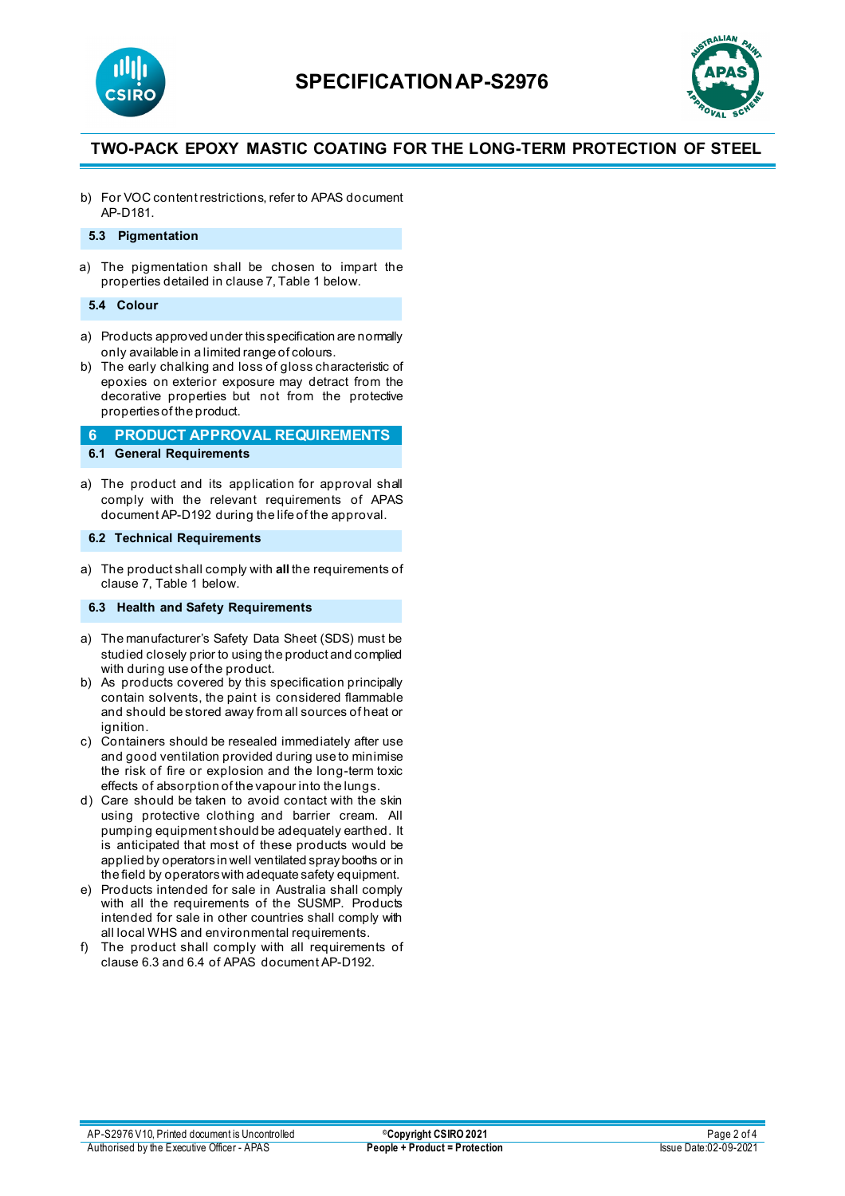b) For VOC content restrictions, refer to APAS document AP-D181.

### 5.3 Pigmentation

a) The pigmentation shall be chosen to impart the properties detailed in clause 7, Table 1 below.

### 5.4 Colour

a) Products approved under this specification are normally only available in a limited range of colours.
b) The early chalking and loss of gloss characteristic of epoxies on exterior exposure may detract from the decorative properties but not from the protective properties of the product.

## 6 PRODUCT APPROVAL REQUIREMENTS

### 6.1 General Requirements

a) The product and its application for approval shall comply with the relevant requirements of APAS document AP-D192 during the life of the approval.

### 6.2 Technical Requirements

a) The product shall comply with **all** the requirements of clause 7, Table 1 below.

### 6.3 Health and Safety Requirements

a) The manufacturer's Safety Data Sheet (SDS) must be studied closely prior to using the product and complied with during use of the product.
b) As products covered by this specification principally contain solvents, the paint is considered flammable and should be stored away from all sources of heat or ignition.
c) Containers should be resealed immediately after use and good ventilation provided during use to minimise the risk of fire or explosion and the long-term toxic effects of absorption of the vapour into the lungs.
d) Care should be taken to avoid contact with the skin using protective clothing and barrier cream. All pumping equipment should be adequately earthed. It is anticipated that most of these products would be applied by operators in well ventilated spray booths or in the field by operators with adequate safety equipment.
e) Products intended for sale in Australia shall comply with all the requirements of the SUSMP. Products intended for sale in other countries shall comply with all local WHS and environmental requirements.
f) The product shall comply with all requirements of clause 6.3 and 6.4 of APAS document AP-D192.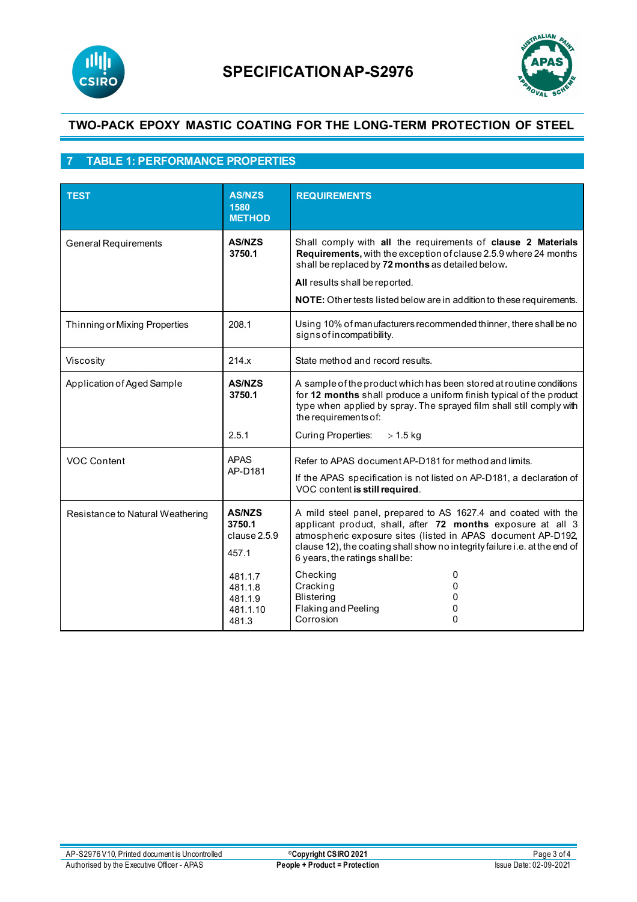## 7 TABLE 1: PERFORMANCE PROPERTIES

| TEST | AS/NZS 1580 METHOD | REQUIREMENTS |
|---|---|---|
| General Requirements | **AS/NZS 3750.1** | Shall comply with **all** the requirements of **clause 2 Materials Requirements,** with the exception of clause 2.5.9 where 24 months shall be replaced by **72 months** as detailed below**.** <br><br> **All** results shall be reported. <br><br> **NOTE:** Other tests listed below are in addition to these requirements. |
| Thinning or Mixing Properties | 208.1 | Using 10% of manufacturers recommended thinner, there shall be no signs of incompatibility. |
| Viscosity | 214.x | State method and record results. |
| Application of Aged Sample | **AS/NZS 3750.1** <br><br> 2.5.1 | A sample of the product which has been stored at routine conditions for **12 months** shall produce a uniform finish typical of the product type when applied by spray. The sprayed film shall still comply with the requirements of: <br><br> Curing Properties: > 1.5 kg |
| VOC Content | APAS AP-D181 | Refer to APAS document AP-D181 for method and limits. <br><br> If the APAS specification is not listed on AP-D181, a declaration of VOC content **is still required**. |
| Resistance to Natural Weathering | **AS/NZS 3750.1** clause 2.5.9 <br><br> 457.1 <br><br> 481.1.7 <br> 481.1.8 <br> 481.1.9 <br> 481.1.10 <br> 481.3 | A mild steel panel, prepared to AS 1627.4 and coated with the applicant product, shall, after **72 months** exposure at all 3 atmospheric exposure sites (listed in APAS document AP-D192, clause 12), the coating shall show no integrity failure i.e. at the end of 6 years, the ratings shall be: <br><br> Checking 0 <br> Cracking 0 <br> Blistering 0 <br> Flaking and Peeling 0 <br> Corrosion 0 |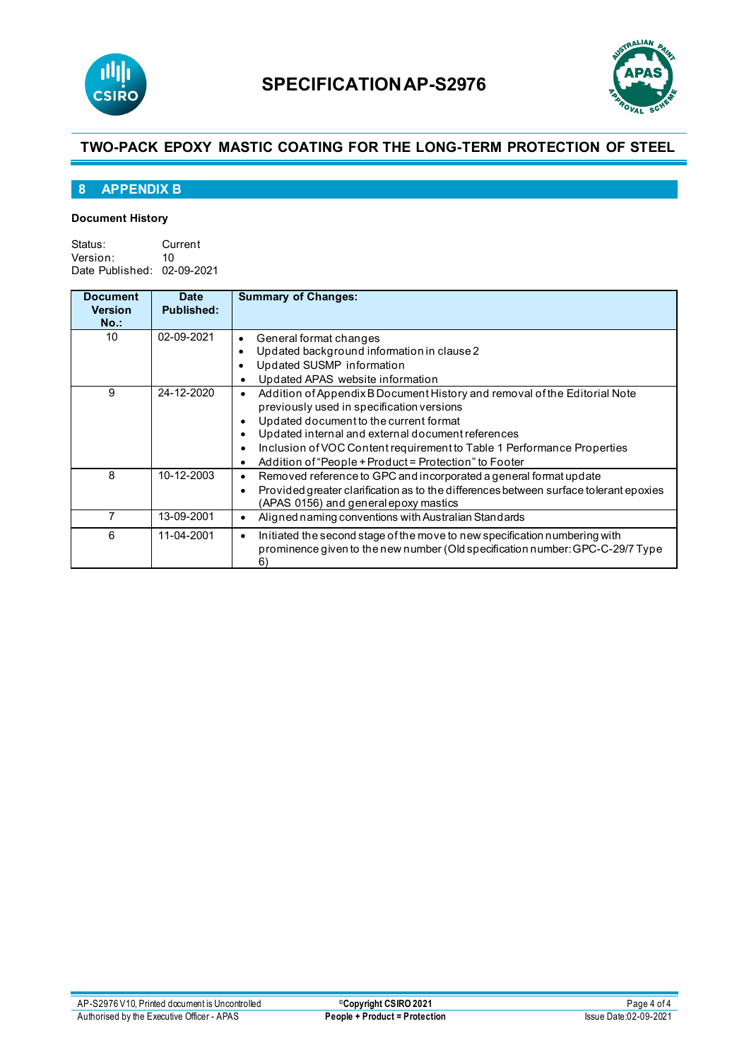## 8 APPENDIX B

**Document History**

Status: Current
Version: 10
Date Published: 02-09-2021

| Document Version No.: | Date Published: | Summary of Changes: |
|---|---|---|
| 10 | 02-09-2021 | • General format changes<br>• Updated background information in clause 2<br>• Updated SUSMP information<br>• Updated APAS website information |
| 9 | 24-12-2020 | • Addition of Appendix B Document History and removal of the Editorial Note previously used in specification versions<br>• Updated document to the current format<br>• Updated internal and external document references<br>• Inclusion of VOC Content requirement to Table 1 Performance Properties<br>• Addition of "People + Product = Protection" to Footer |
| 8 | 10-12-2003 | • Removed reference to GPC and incorporated a general format update<br>• Provided greater clarification as to the differences between surface tolerant epoxies (APAS 0156) and general epoxy mastics |
| 7 | 13-09-2001 | • Aligned naming conventions with Australian Standards |
| 6 | 11-04-2001 | • Initiated the second stage of the move to new specification numbering with prominence given to the new number (Old specification number: GPC-C-29/7 Type 6) |